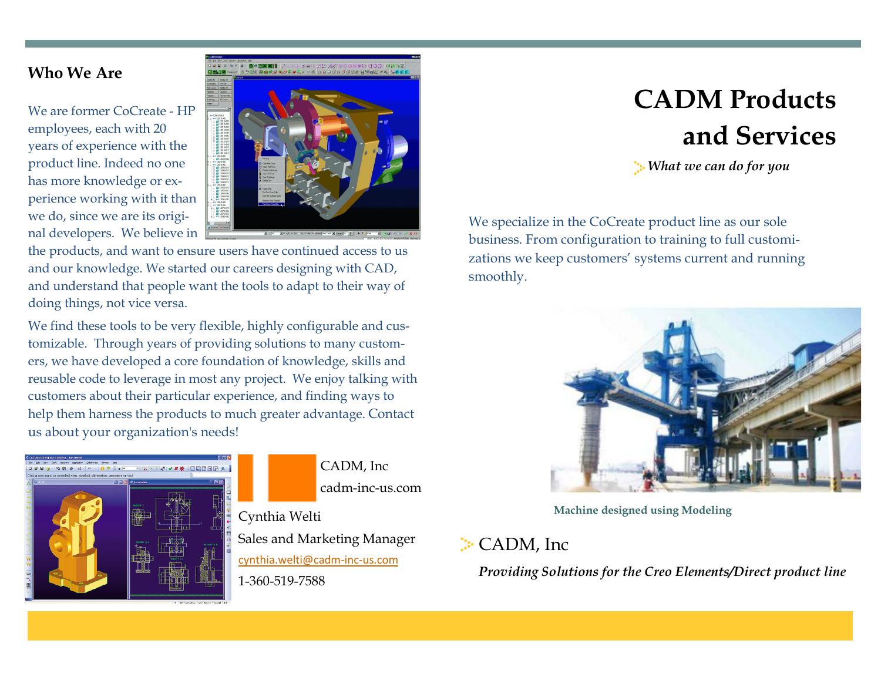## Who We Are

We are former CoCreate - HP employees, each with 20 years of experience with the product line. Indeed no one has more knowledge or experience working with it than we do, since we are its original developers. We believe in the products, and want to ensure users have continued access to us and our knowledge. We started our careers designing with CAD, and understand that people want the tools to adapt to their way of doing things, not vice versa.

We find these tools to be very flexible, highly configurable and customizable. Through years of providing solutions to many customers, we have developed a core foundation of knowledge, skills and reusable code to leverage in most any project. We enjoy talking with customers about their particular experience, and finding ways to help them harness the products to much greater advantage. Contact us about your organization's needs!

CADM, Inc
cadm-inc-us.com

Cynthia Welti
Sales and Marketing Manager
cynthia.welti@cadm-inc-us.com
1-360-519-7588

# CADM Products and Services

*What we can do for you*

We specialize in the CoCreate product line as our sole business. From configuration to training to full customizations we keep customers' systems current and running smoothly.

**Machine designed using Modeling**

CADM, Inc

*Providing Solutions for the Creo Elements/Direct product line*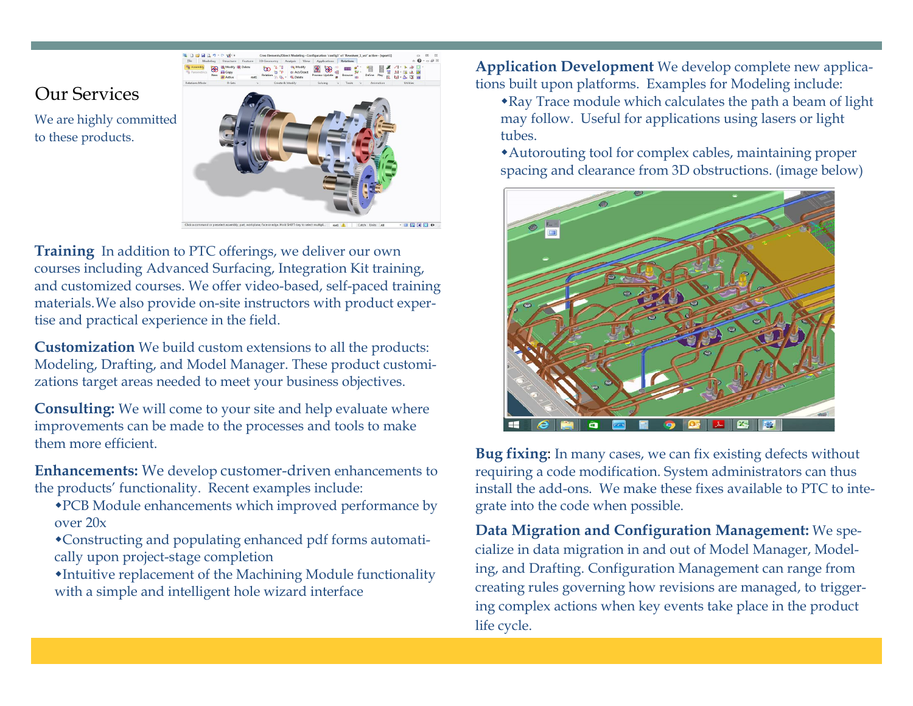## Our Services

We are highly committed to these products.

**Training** In addition to PTC offerings, we deliver our own courses including Advanced Surfacing, Integration Kit training, and customized courses. We offer video-based, self-paced training materials. We also provide on-site instructors with product expertise and practical experience in the field.

**Customization** We build custom extensions to all the products: Modeling, Drafting, and Model Manager. These product customizations target areas needed to meet your business objectives.

**Consulting:** We will come to your site and help evaluate where improvements can be made to the processes and tools to make them more efficient.

**Enhancements:** We develop customer-driven enhancements to the products' functionality. Recent examples include:

- PCB Module enhancements which improved performance by over 20x
- Constructing and populating enhanced pdf forms automatically upon project-stage completion
- Intuitive replacement of the Machining Module functionality with a simple and intelligent hole wizard interface

**Application Development** We develop complete new applications built upon platforms. Examples for Modeling include:

- Ray Trace module which calculates the path a beam of light may follow. Useful for applications using lasers or light tubes.
- Autorouting tool for complex cables, maintaining proper spacing and clearance from 3D obstructions. (image below)

**Bug fixing**: In many cases, we can fix existing defects without requiring a code modification. System administrators can thus install the add-ons. We make these fixes available to PTC to integrate into the code when possible.

**Data Migration and Configuration Management:** We specialize in data migration in and out of Model Manager, Modeling, and Drafting. Configuration Management can range from creating rules governing how revisions are managed, to triggering complex actions when key events take place in the product life cycle.